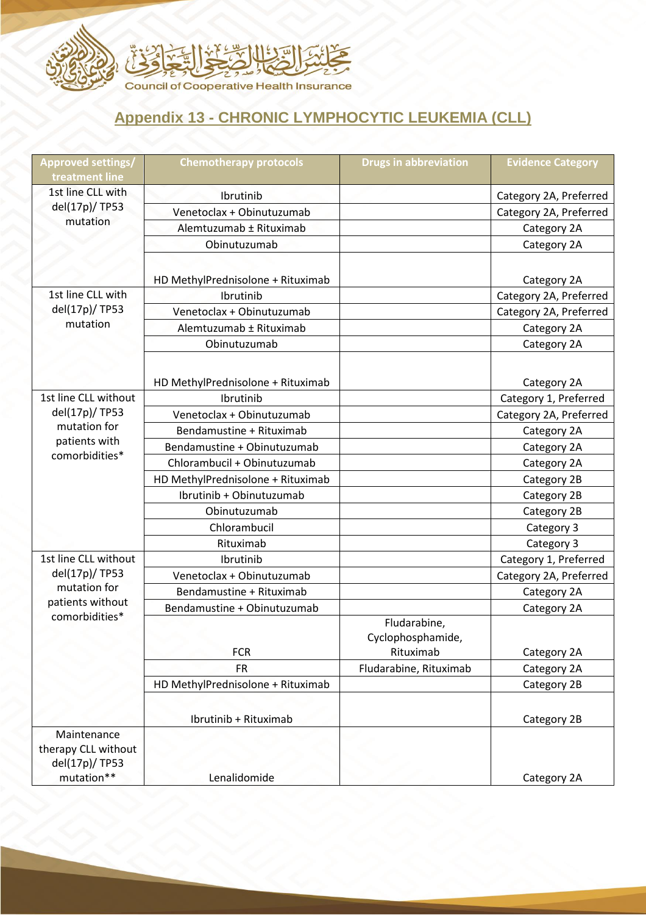مجلس الضمان الصحي التعاوني
Council of Cooperative Health Insurance

# Appendix 13 - CHRONIC LYMPHOCYTIC LEUKEMIA (CLL)

| Approved settings/ treatment line | Chemotherapy protocols | Drugs in abbreviation | Evidence Category |
|---|---|---|---|
| 1st line CLL with del(17p)/ TP53 mutation | Ibrutinib | | Category 2A, Preferred |
| | Venetoclax + Obinutuzumab | | Category 2A, Preferred |
| | Alemtuzumab ± Rituximab | | Category 2A |
| | Obinutuzumab | | Category 2A |
| | HD MethylPrednisolone + Rituximab | | Category 2A |
| 1st line CLL with del(17p)/ TP53 mutation | Ibrutinib | | Category 2A, Preferred |
| | Venetoclax + Obinutuzumab | | Category 2A, Preferred |
| | Alemtuzumab ± Rituximab | | Category 2A |
| | Obinutuzumab | | Category 2A |
| | HD MethylPrednisolone + Rituximab | | Category 2A |
| 1st line CLL without del(17p)/ TP53 mutation for patients with comorbidities* | Ibrutinib | | Category 1, Preferred |
| | Venetoclax + Obinutuzumab | | Category 2A, Preferred |
| | Bendamustine + Rituximab | | Category 2A |
| | Bendamustine + Obinutuzumab | | Category 2A |
| | Chlorambucil + Obinutuzumab | | Category 2A |
| | HD MethylPrednisolone + Rituximab | | Category 2B |
| | Ibrutinib + Obinutuzumab | | Category 2B |
| | Obinutuzumab | | Category 2B |
| | Chlorambucil | | Category 3 |
| | Rituximab | | Category 3 |
| 1st line CLL without del(17p)/ TP53 mutation for patients without comorbidities* | Ibrutinib | | Category 1, Preferred |
| | Venetoclax + Obinutuzumab | | Category 2A, Preferred |
| | Bendamustine + Rituximab | | Category 2A |
| | Bendamustine + Obinutuzumab | | Category 2A |
| | FCR | Fludarabine, Cyclophosphamide, Rituximab | Category 2A |
| | FR | Fludarabine, Rituximab | Category 2A |
| | HD MethylPrednisolone + Rituximab | | Category 2B |
| | Ibrutinib + Rituximab | | Category 2B |
| Maintenance therapy CLL without del(17p)/ TP53 mutation** | Lenalidomide | | Category 2A |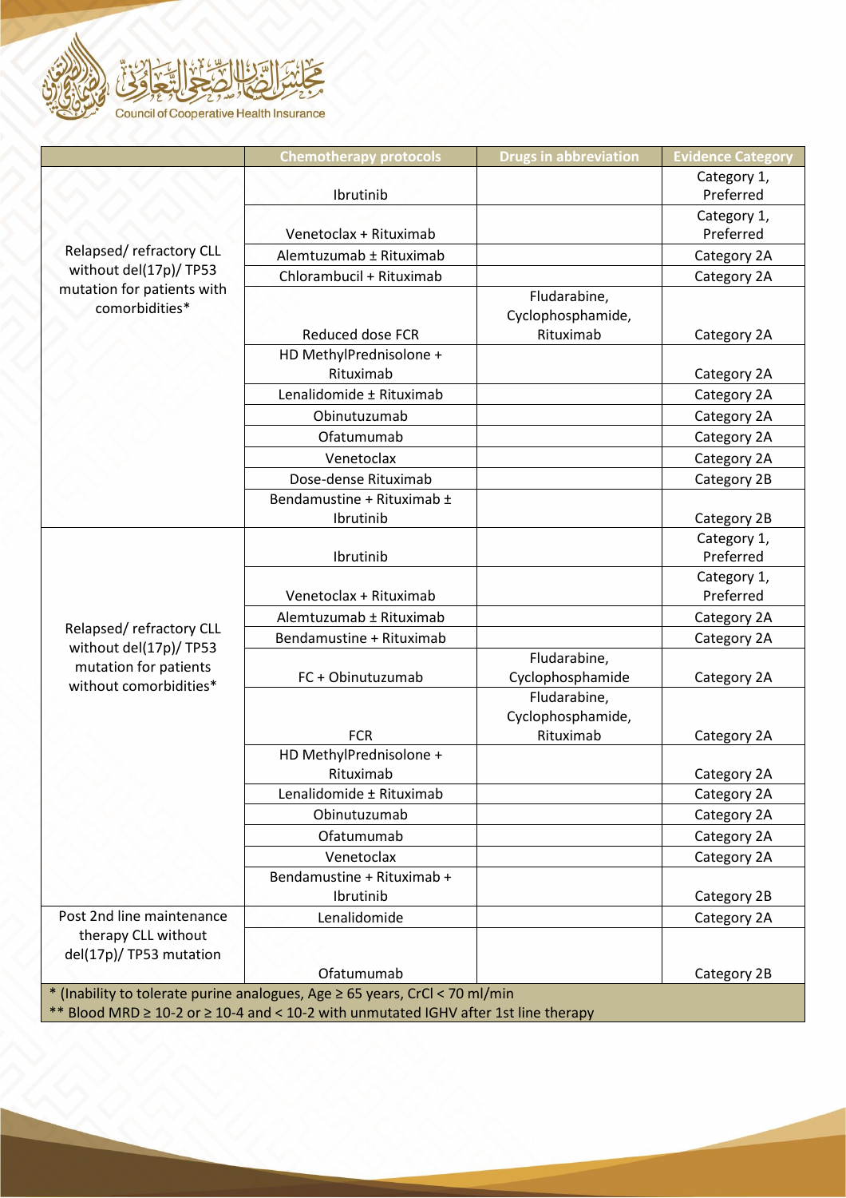| | Chemotherapy protocols | Drugs in abbreviation | Evidence Category |
|---|---|---|---|
| Relapsed/ refractory CLL without del(17p)/ TP53 mutation for patients with comorbidities* | Ibrutinib | | Category 1, Preferred |
| | Venetoclax + Rituximab | | Category 1, Preferred |
| | Alemtuzumab ± Rituximab | | Category 2A |
| | Chlorambucil + Rituximab | | Category 2A |
| | Reduced dose FCR | Fludarabine, Cyclophosphamide, Rituximab | Category 2A |
| | HD MethylPrednisolone + Rituximab | | Category 2A |
| | Lenalidomide ± Rituximab | | Category 2A |
| | Obinutuzumab | | Category 2A |
| | Ofatumumab | | Category 2A |
| | Venetoclax | | Category 2A |
| | Dose-dense Rituximab | | Category 2B |
| | Bendamustine + Rituximab ± Ibrutinib | | Category 2B |
| Relapsed/ refractory CLL without del(17p)/ TP53 mutation for patients without comorbidities* | Ibrutinib | | Category 1, Preferred |
| | Venetoclax + Rituximab | | Category 1, Preferred |
| | Alemtuzumab ± Rituximab | | Category 2A |
| | Bendamustine + Rituximab | | Category 2A |
| | FC + Obinutuzumab | Fludarabine, Cyclophosphamide | Category 2A |
| | FCR | Fludarabine, Cyclophosphamide, Rituximab | Category 2A |
| | HD MethylPrednisolone + Rituximab | | Category 2A |
| | Lenalidomide ± Rituximab | | Category 2A |
| | Obinutuzumab | | Category 2A |
| | Ofatumumab | | Category 2A |
| | Venetoclax | | Category 2A |
| | Bendamustine + Rituximab + Ibrutinib | | Category 2B |
| Post 2nd line maintenance therapy CLL without del(17p)/ TP53 mutation | Lenalidomide | | Category 2A |
| | Ofatumumab | | Category 2B |

* (Inability to tolerate purine analogues, Age ≥ 65 years, CrCl < 70 ml/min

** Blood MRD ≥ 10-2 or ≥ 10-4 and < 10-2 with unmutated IGHV after 1st line therapy